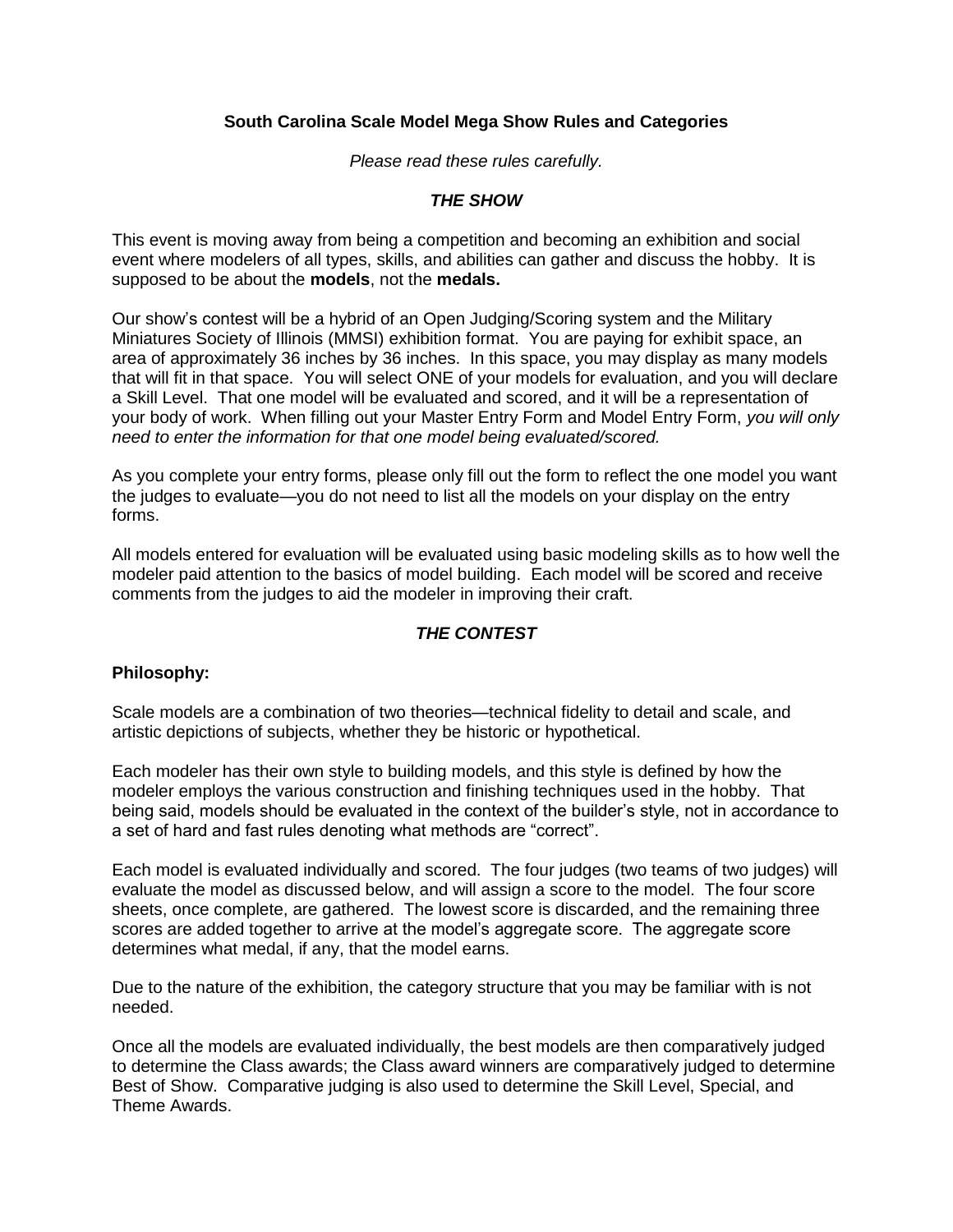# South Carolina Scale Model Mega Show Rules and Categories

*Please read these rules carefully.*

## *THE SHOW*

This event is moving away from being a competition and becoming an exhibition and social event where modelers of all types, skills, and abilities can gather and discuss the hobby. It is supposed to be about the **models**, not the **medals.**

Our show's contest will be a hybrid of an Open Judging/Scoring system and the Military Miniatures Society of Illinois (MMSI) exhibition format. You are paying for exhibit space, an area of approximately 36 inches by 36 inches. In this space, you may display as many models that will fit in that space. You will select ONE of your models for evaluation, and you will declare a Skill Level. That one model will be evaluated and scored, and it will be a representation of your body of work. When filling out your Master Entry Form and Model Entry Form, *you will only need to enter the information for that one model being evaluated/scored.*

As you complete your entry forms, please only fill out the form to reflect the one model you want the judges to evaluate—you do not need to list all the models on your display on the entry forms.

All models entered for evaluation will be evaluated using basic modeling skills as to how well the modeler paid attention to the basics of model building. Each model will be scored and receive comments from the judges to aid the modeler in improving their craft.

## *THE CONTEST*

### Philosophy:

Scale models are a combination of two theories—technical fidelity to detail and scale, and artistic depictions of subjects, whether they be historic or hypothetical.

Each modeler has their own style to building models, and this style is defined by how the modeler employs the various construction and finishing techniques used in the hobby. That being said, models should be evaluated in the context of the builder's style, not in accordance to a set of hard and fast rules denoting what methods are "correct".

Each model is evaluated individually and scored. The four judges (two teams of two judges) will evaluate the model as discussed below, and will assign a score to the model. The four score sheets, once complete, are gathered. The lowest score is discarded, and the remaining three scores are added together to arrive at the model's aggregate score. The aggregate score determines what medal, if any, that the model earns.

Due to the nature of the exhibition, the category structure that you may be familiar with is not needed.

Once all the models are evaluated individually, the best models are then comparatively judged to determine the Class awards; the Class award winners are comparatively judged to determine Best of Show. Comparative judging is also used to determine the Skill Level, Special, and Theme Awards.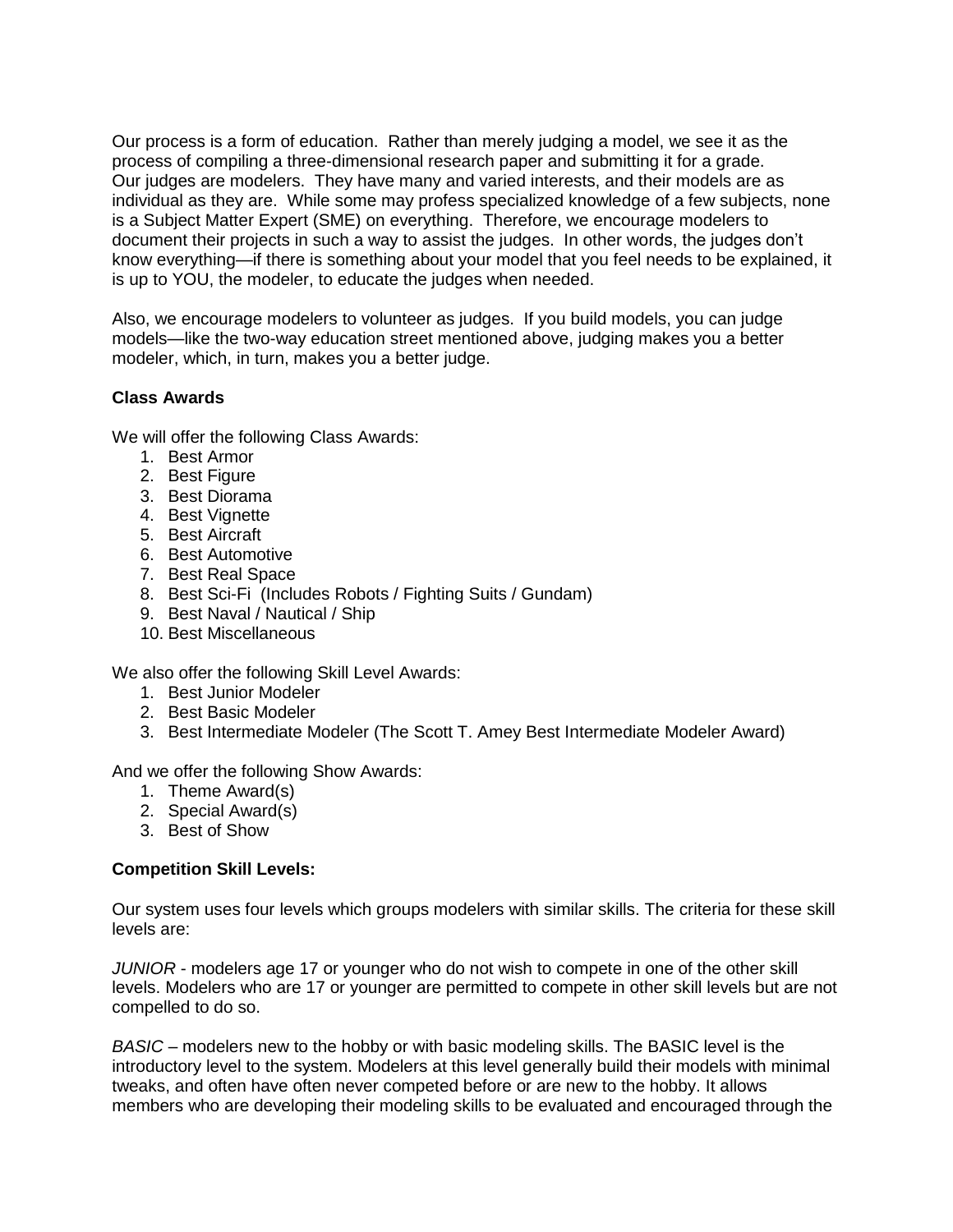Our process is a form of education. Rather than merely judging a model, we see it as the process of compiling a three-dimensional research paper and submitting it for a grade. Our judges are modelers. They have many and varied interests, and their models are as individual as they are. While some may profess specialized knowledge of a few subjects, none is a Subject Matter Expert (SME) on everything. Therefore, we encourage modelers to document their projects in such a way to assist the judges. In other words, the judges don't know everything—if there is something about your model that you feel needs to be explained, it is up to YOU, the modeler, to educate the judges when needed.

Also, we encourage modelers to volunteer as judges. If you build models, you can judge models—like the two-way education street mentioned above, judging makes you a better modeler, which, in turn, makes you a better judge.

**Class Awards**

We will offer the following Class Awards:

1. Best Armor
2. Best Figure
3. Best Diorama
4. Best Vignette
5. Best Aircraft
6. Best Automotive
7. Best Real Space
8. Best Sci-Fi (Includes Robots / Fighting Suits / Gundam)
9. Best Naval / Nautical / Ship
10. Best Miscellaneous

We also offer the following Skill Level Awards:

1. Best Junior Modeler
2. Best Basic Modeler
3. Best Intermediate Modeler (The Scott T. Amey Best Intermediate Modeler Award)

And we offer the following Show Awards:

1. Theme Award(s)
2. Special Award(s)
3. Best of Show

**Competition Skill Levels:**

Our system uses four levels which groups modelers with similar skills. The criteria for these skill levels are:

*JUNIOR* - modelers age 17 or younger who do not wish to compete in one of the other skill levels. Modelers who are 17 or younger are permitted to compete in other skill levels but are not compelled to do so.

*BASIC* – modelers new to the hobby or with basic modeling skills. The BASIC level is the introductory level to the system. Modelers at this level generally build their models with minimal tweaks, and often have often never competed before or are new to the hobby. It allows members who are developing their modeling skills to be evaluated and encouraged through the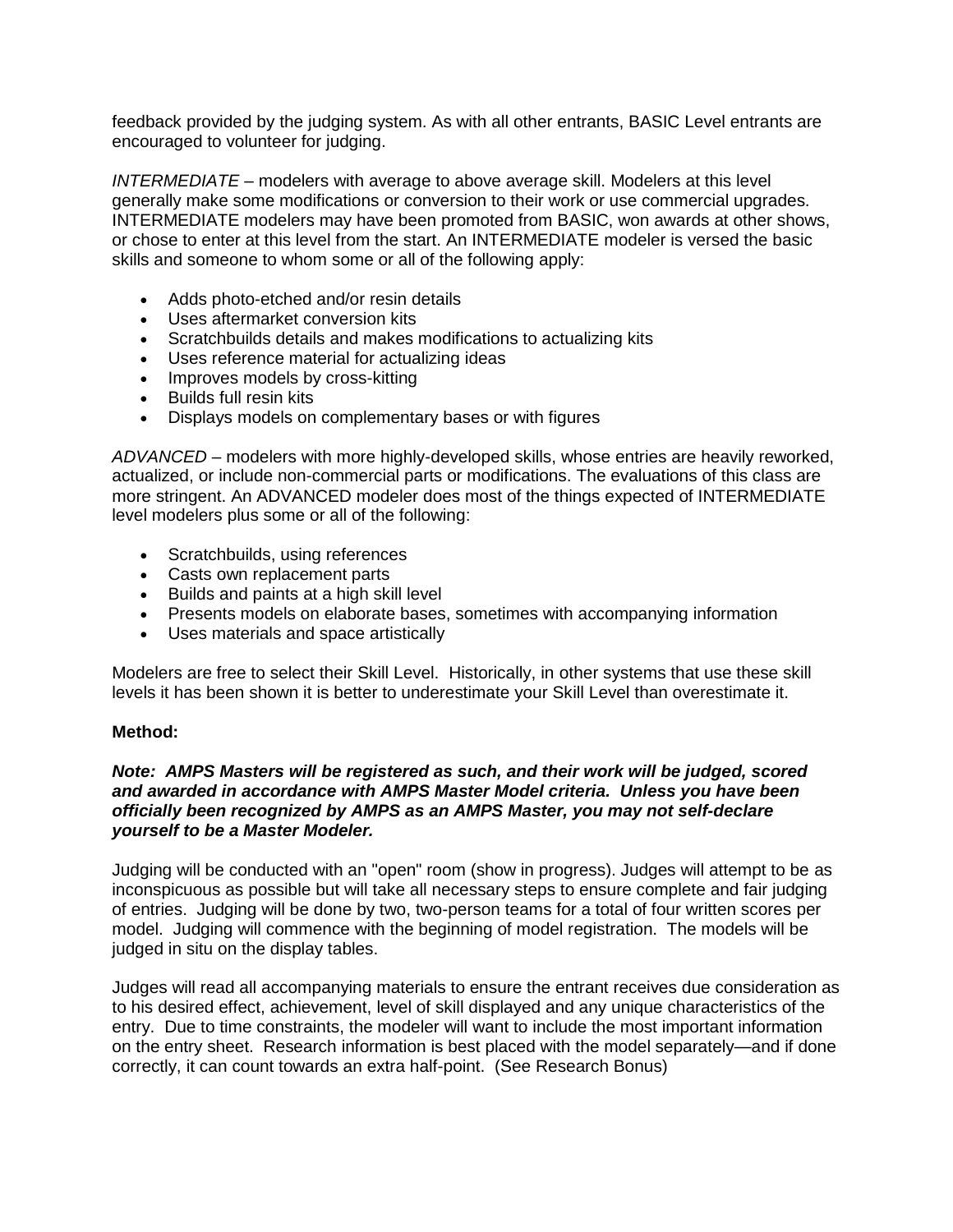feedback provided by the judging system. As with all other entrants, BASIC Level entrants are encouraged to volunteer for judging.

*INTERMEDIATE* – modelers with average to above average skill. Modelers at this level generally make some modifications or conversion to their work or use commercial upgrades. INTERMEDIATE modelers may have been promoted from BASIC, won awards at other shows, or chose to enter at this level from the start. An INTERMEDIATE modeler is versed the basic skills and someone to whom some or all of the following apply:

- Adds photo-etched and/or resin details
- Uses aftermarket conversion kits
- Scratchbuilds details and makes modifications to actualizing kits
- Uses reference material for actualizing ideas
- Improves models by cross-kitting
- Builds full resin kits
- Displays models on complementary bases or with figures

*ADVANCED* – modelers with more highly-developed skills, whose entries are heavily reworked, actualized, or include non-commercial parts or modifications. The evaluations of this class are more stringent. An ADVANCED modeler does most of the things expected of INTERMEDIATE level modelers plus some or all of the following:

- Scratchbuilds, using references
- Casts own replacement parts
- Builds and paints at a high skill level
- Presents models on elaborate bases, sometimes with accompanying information
- Uses materials and space artistically

Modelers are free to select their Skill Level. Historically, in other systems that use these skill levels it has been shown it is better to underestimate your Skill Level than overestimate it.

**Method:**

***Note: AMPS Masters will be registered as such, and their work will be judged, scored and awarded in accordance with AMPS Master Model criteria. Unless you have been officially been recognized by AMPS as an AMPS Master, you may not self-declare yourself to be a Master Modeler.***

Judging will be conducted with an "open" room (show in progress). Judges will attempt to be as inconspicuous as possible but will take all necessary steps to ensure complete and fair judging of entries. Judging will be done by two, two-person teams for a total of four written scores per model. Judging will commence with the beginning of model registration. The models will be judged in situ on the display tables.

Judges will read all accompanying materials to ensure the entrant receives due consideration as to his desired effect, achievement, level of skill displayed and any unique characteristics of the entry. Due to time constraints, the modeler will want to include the most important information on the entry sheet. Research information is best placed with the model separately—and if done correctly, it can count towards an extra half-point. (See Research Bonus)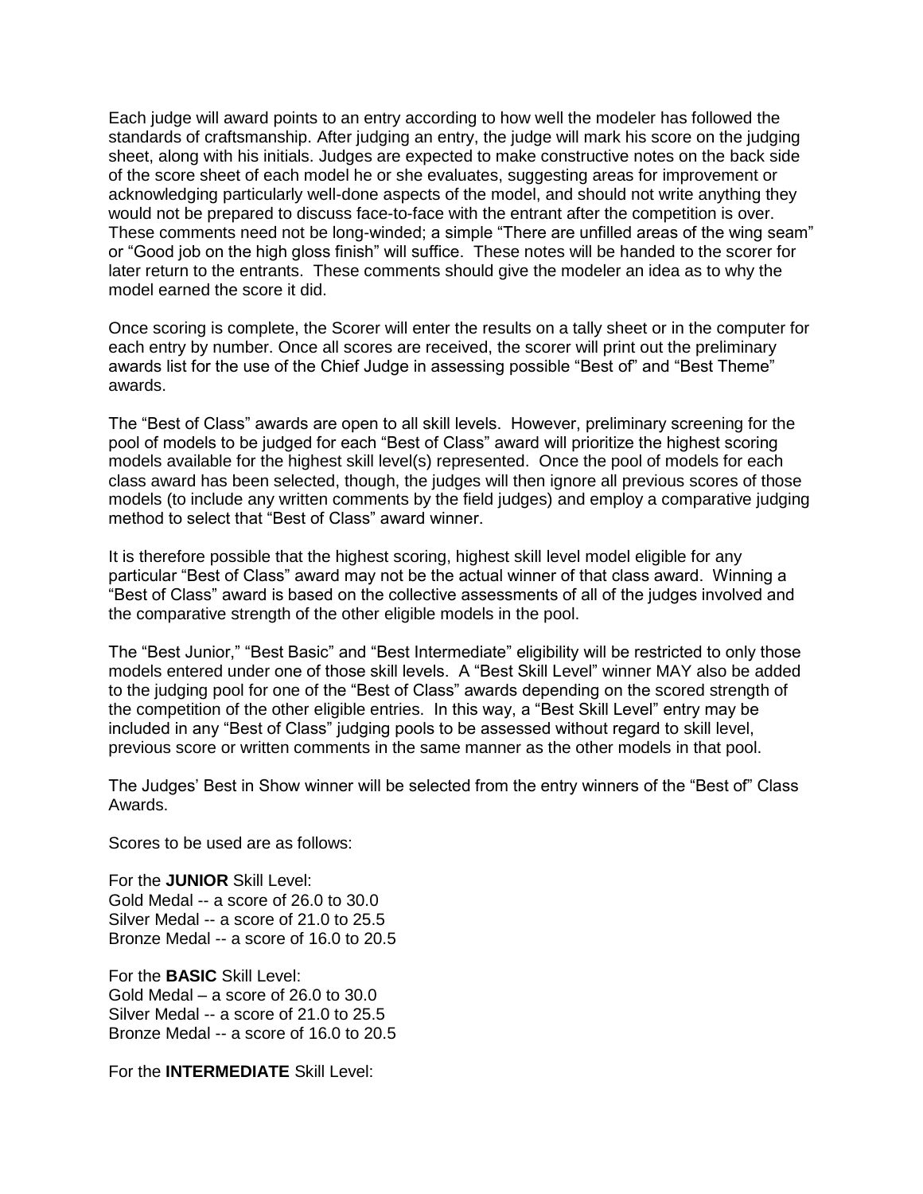Each judge will award points to an entry according to how well the modeler has followed the standards of craftsmanship. After judging an entry, the judge will mark his score on the judging sheet, along with his initials. Judges are expected to make constructive notes on the back side of the score sheet of each model he or she evaluates, suggesting areas for improvement or acknowledging particularly well-done aspects of the model, and should not write anything they would not be prepared to discuss face-to-face with the entrant after the competition is over. These comments need not be long-winded; a simple "There are unfilled areas of the wing seam" or "Good job on the high gloss finish" will suffice. These notes will be handed to the scorer for later return to the entrants. These comments should give the modeler an idea as to why the model earned the score it did.

Once scoring is complete, the Scorer will enter the results on a tally sheet or in the computer for each entry by number. Once all scores are received, the scorer will print out the preliminary awards list for the use of the Chief Judge in assessing possible "Best of" and "Best Theme" awards.

The "Best of Class" awards are open to all skill levels. However, preliminary screening for the pool of models to be judged for each "Best of Class" award will prioritize the highest scoring models available for the highest skill level(s) represented. Once the pool of models for each class award has been selected, though, the judges will then ignore all previous scores of those models (to include any written comments by the field judges) and employ a comparative judging method to select that "Best of Class" award winner.

It is therefore possible that the highest scoring, highest skill level model eligible for any particular "Best of Class" award may not be the actual winner of that class award. Winning a "Best of Class" award is based on the collective assessments of all of the judges involved and the comparative strength of the other eligible models in the pool.

The "Best Junior," "Best Basic" and "Best Intermediate" eligibility will be restricted to only those models entered under one of those skill levels. A "Best Skill Level" winner MAY also be added to the judging pool for one of the "Best of Class" awards depending on the scored strength of the competition of the other eligible entries. In this way, a "Best Skill Level" entry may be included in any "Best of Class" judging pools to be assessed without regard to skill level, previous score or written comments in the same manner as the other models in that pool.

The Judges' Best in Show winner will be selected from the entry winners of the "Best of" Class Awards.

Scores to be used are as follows:

For the **JUNIOR** Skill Level:
Gold Medal -- a score of 26.0 to 30.0
Silver Medal -- a score of 21.0 to 25.5
Bronze Medal -- a score of 16.0 to 20.5

For the **BASIC** Skill Level:
Gold Medal – a score of 26.0 to 30.0
Silver Medal -- a score of 21.0 to 25.5
Bronze Medal -- a score of 16.0 to 20.5

For the **INTERMEDIATE** Skill Level: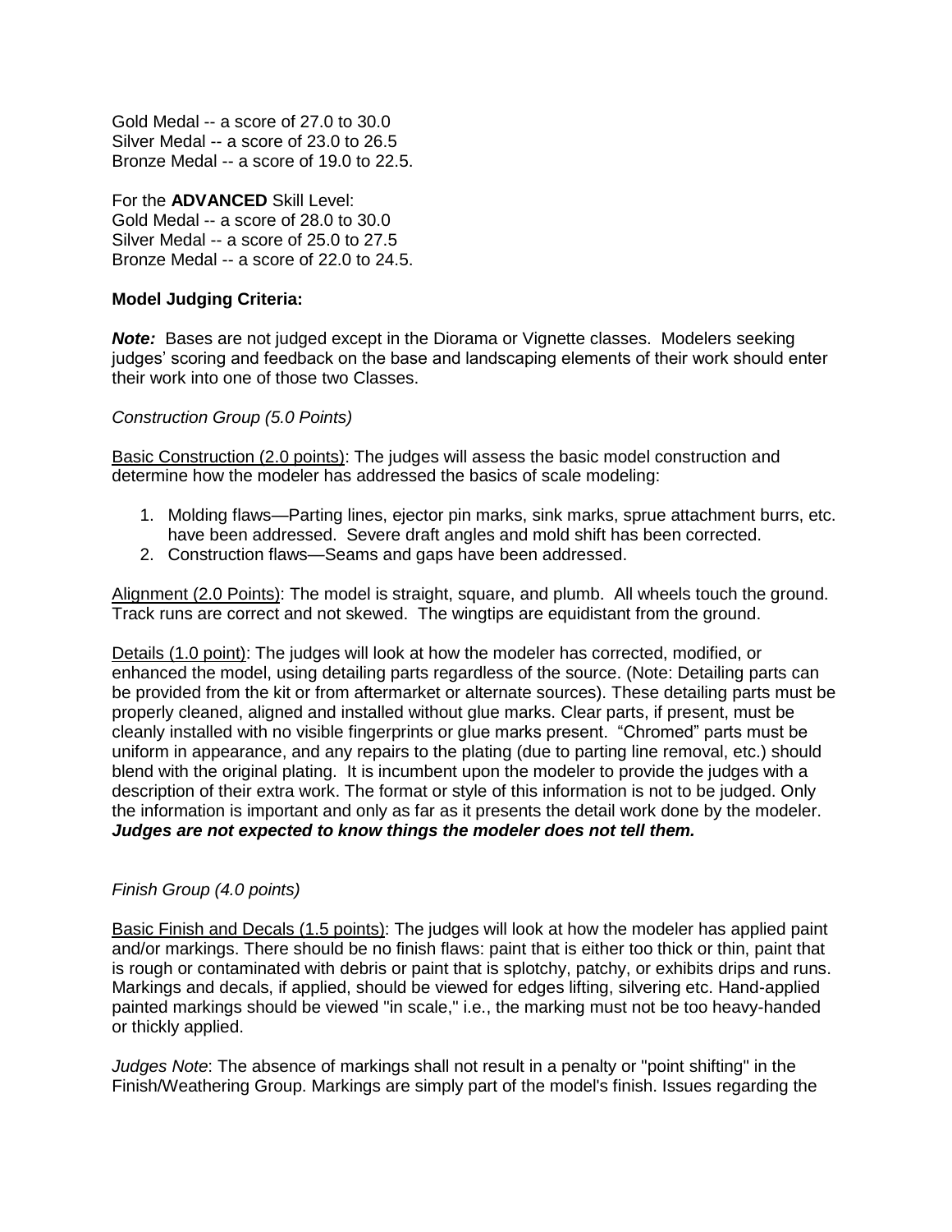Gold Medal -- a score of 27.0 to 30.0
Silver Medal -- a score of 23.0 to 26.5
Bronze Medal -- a score of 19.0 to 22.5.

For the **ADVANCED** Skill Level:
Gold Medal -- a score of 28.0 to 30.0
Silver Medal -- a score of 25.0 to 27.5
Bronze Medal -- a score of 22.0 to 24.5.

**Model Judging Criteria:**

***Note:*** Bases are not judged except in the Diorama or Vignette classes. Modelers seeking judges' scoring and feedback on the base and landscaping elements of their work should enter their work into one of those two Classes.

*Construction Group (5.0 Points)*

<u>Basic Construction (2.0 points)</u>: The judges will assess the basic model construction and determine how the modeler has addressed the basics of scale modeling:

1. Molding flaws—Parting lines, ejector pin marks, sink marks, sprue attachment burrs, etc. have been addressed. Severe draft angles and mold shift has been corrected.
2. Construction flaws—Seams and gaps have been addressed.

<u>Alignment (2.0 Points)</u>: The model is straight, square, and plumb. All wheels touch the ground. Track runs are correct and not skewed. The wingtips are equidistant from the ground.

<u>Details (1.0 point)</u>: The judges will look at how the modeler has corrected, modified, or enhanced the model, using detailing parts regardless of the source. (Note: Detailing parts can be provided from the kit or from aftermarket or alternate sources). These detailing parts must be properly cleaned, aligned and installed without glue marks. Clear parts, if present, must be cleanly installed with no visible fingerprints or glue marks present. "Chromed" parts must be uniform in appearance, and any repairs to the plating (due to parting line removal, etc.) should blend with the original plating. It is incumbent upon the modeler to provide the judges with a description of their extra work. The format or style of this information is not to be judged. Only the information is important and only as far as it presents the detail work done by the modeler. ***Judges are not expected to know things the modeler does not tell them.***

*Finish Group (4.0 points)*

<u>Basic Finish and Decals (1.5 points)</u>: The judges will look at how the modeler has applied paint and/or markings. There should be no finish flaws: paint that is either too thick or thin, paint that is rough or contaminated with debris or paint that is splotchy, patchy, or exhibits drips and runs. Markings and decals, if applied, should be viewed for edges lifting, silvering etc. Hand-applied painted markings should be viewed "in scale," i.e., the marking must not be too heavy-handed or thickly applied.

*Judges Note*: The absence of markings shall not result in a penalty or "point shifting" in the Finish/Weathering Group. Markings are simply part of the model's finish. Issues regarding the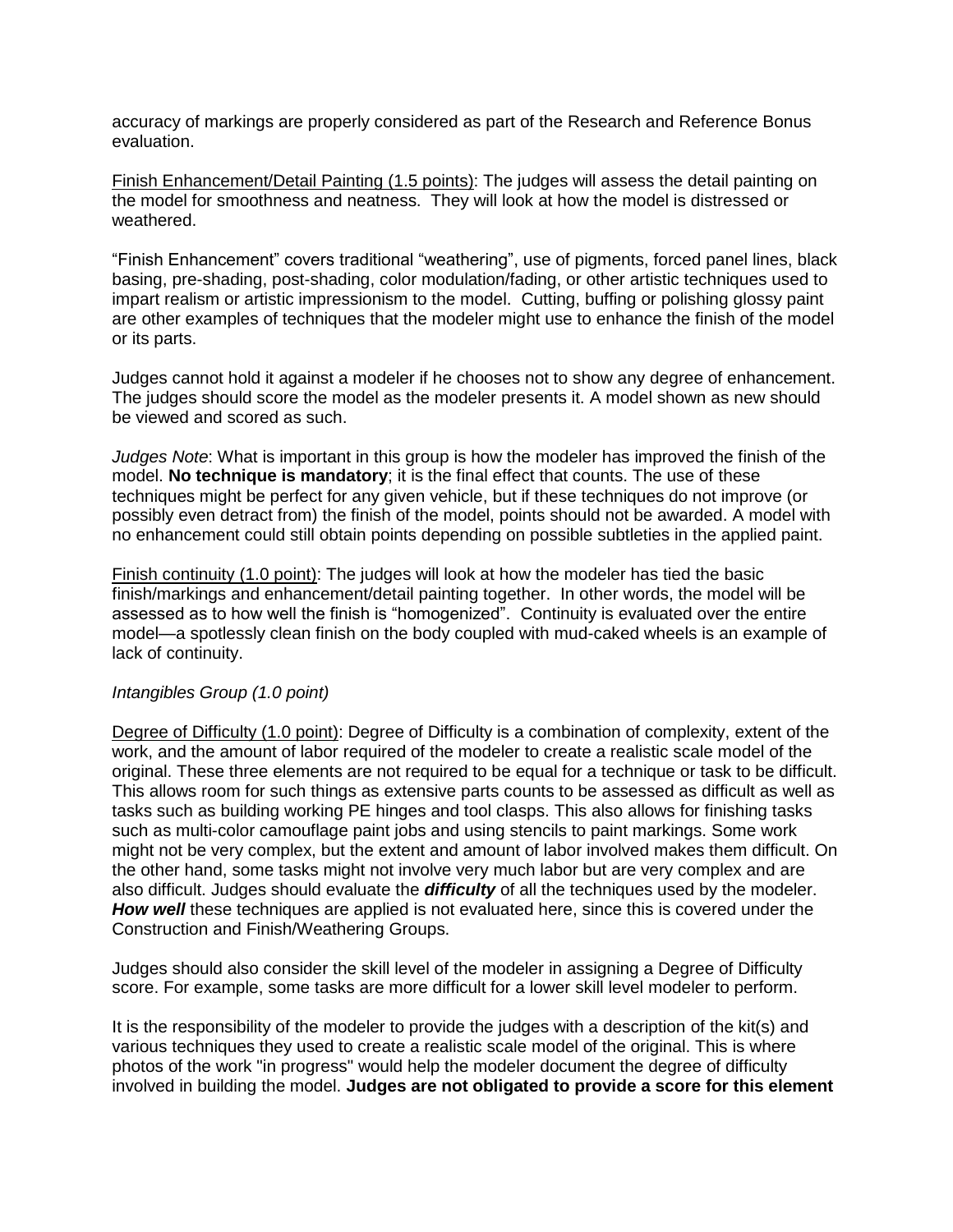accuracy of markings are properly considered as part of the Research and Reference Bonus evaluation.

<u>Finish Enhancement/Detail Painting (1.5 points)</u>: The judges will assess the detail painting on the model for smoothness and neatness. They will look at how the model is distressed or weathered.

"Finish Enhancement" covers traditional "weathering", use of pigments, forced panel lines, black basing, pre-shading, post-shading, color modulation/fading, or other artistic techniques used to impart realism or artistic impressionism to the model. Cutting, buffing or polishing glossy paint are other examples of techniques that the modeler might use to enhance the finish of the model or its parts.

Judges cannot hold it against a modeler if he chooses not to show any degree of enhancement. The judges should score the model as the modeler presents it. A model shown as new should be viewed and scored as such.

*Judges Note*: What is important in this group is how the modeler has improved the finish of the model. **No technique is mandatory**; it is the final effect that counts. The use of these techniques might be perfect for any given vehicle, but if these techniques do not improve (or possibly even detract from) the finish of the model, points should not be awarded. A model with no enhancement could still obtain points depending on possible subtleties in the applied paint.

<u>Finish continuity (1.0 point)</u>: The judges will look at how the modeler has tied the basic finish/markings and enhancement/detail painting together. In other words, the model will be assessed as to how well the finish is "homogenized". Continuity is evaluated over the entire model—a spotlessly clean finish on the body coupled with mud-caked wheels is an example of lack of continuity.

*Intangibles Group (1.0 point)*

<u>Degree of Difficulty (1.0 point)</u>: Degree of Difficulty is a combination of complexity, extent of the work, and the amount of labor required of the modeler to create a realistic scale model of the original. These three elements are not required to be equal for a technique or task to be difficult. This allows room for such things as extensive parts counts to be assessed as difficult as well as tasks such as building working PE hinges and tool clasps. This also allows for finishing tasks such as multi-color camouflage paint jobs and using stencils to paint markings. Some work might not be very complex, but the extent and amount of labor involved makes them difficult. On the other hand, some tasks might not involve very much labor but are very complex and are also difficult. Judges should evaluate the ***difficulty*** of all the techniques used by the modeler. ***How well*** these techniques are applied is not evaluated here, since this is covered under the Construction and Finish/Weathering Groups.

Judges should also consider the skill level of the modeler in assigning a Degree of Difficulty score. For example, some tasks are more difficult for a lower skill level modeler to perform.

It is the responsibility of the modeler to provide the judges with a description of the kit(s) and various techniques they used to create a realistic scale model of the original. This is where photos of the work "in progress" would help the modeler document the degree of difficulty involved in building the model. **Judges are not obligated to provide a score for this element**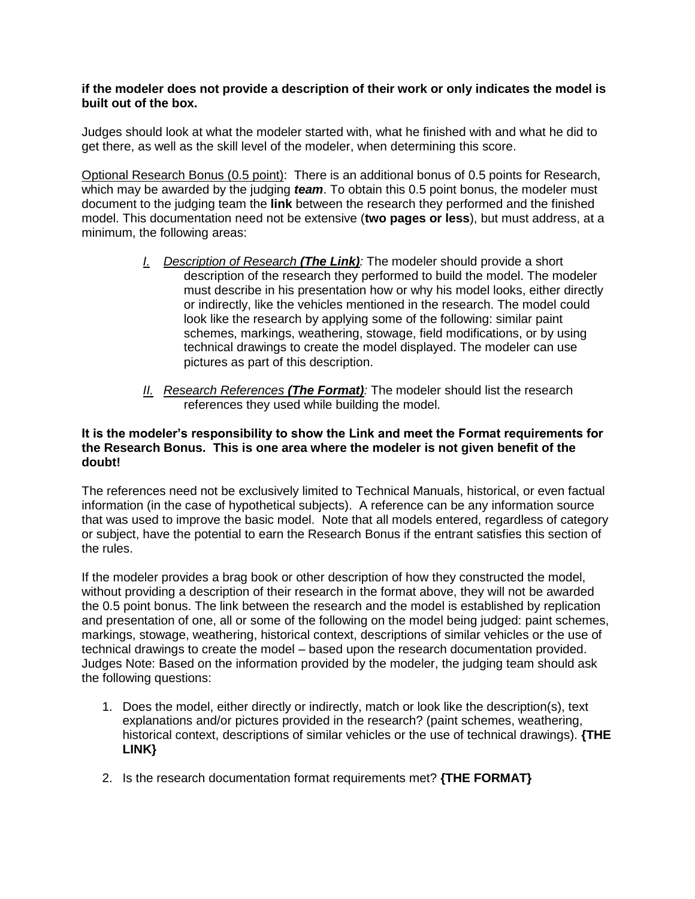**if the modeler does not provide a description of their work or only indicates the model is built out of the box.**

Judges should look at what the modeler started with, what he finished with and what he did to get there, as well as the skill level of the modeler, when determining this score.

Optional Research Bonus (0.5 point): There is an additional bonus of 0.5 points for Research, which may be awarded by the judging ***team***. To obtain this 0.5 point bonus, the modeler must document to the judging team the **link** between the research they performed and the finished model. This documentation need not be extensive (**two pages or less**), but must address, at a minimum, the following areas:

I. *Description of Research **(The Link)**:* The modeler should provide a short description of the research they performed to build the model. The modeler must describe in his presentation how or why his model looks, either directly or indirectly, like the vehicles mentioned in the research. The model could look like the research by applying some of the following: similar paint schemes, markings, weathering, stowage, field modifications, or by using technical drawings to create the model displayed. The modeler can use pictures as part of this description.

II. *Research References **(The Format)**:* The modeler should list the research references they used while building the model.

**It is the modeler's responsibility to show the Link and meet the Format requirements for the Research Bonus. This is one area where the modeler is not given benefit of the doubt!**

The references need not be exclusively limited to Technical Manuals, historical, or even factual information (in the case of hypothetical subjects). A reference can be any information source that was used to improve the basic model. Note that all models entered, regardless of category or subject, have the potential to earn the Research Bonus if the entrant satisfies this section of the rules.

If the modeler provides a brag book or other description of how they constructed the model, without providing a description of their research in the format above, they will not be awarded the 0.5 point bonus. The link between the research and the model is established by replication and presentation of one, all or some of the following on the model being judged: paint schemes, markings, stowage, weathering, historical context, descriptions of similar vehicles or the use of technical drawings to create the model – based upon the research documentation provided. Judges Note: Based on the information provided by the modeler, the judging team should ask the following questions:

1. Does the model, either directly or indirectly, match or look like the description(s), text explanations and/or pictures provided in the research? (paint schemes, weathering, historical context, descriptions of similar vehicles or the use of technical drawings). **{THE LINK}**

2. Is the research documentation format requirements met? **{THE FORMAT}**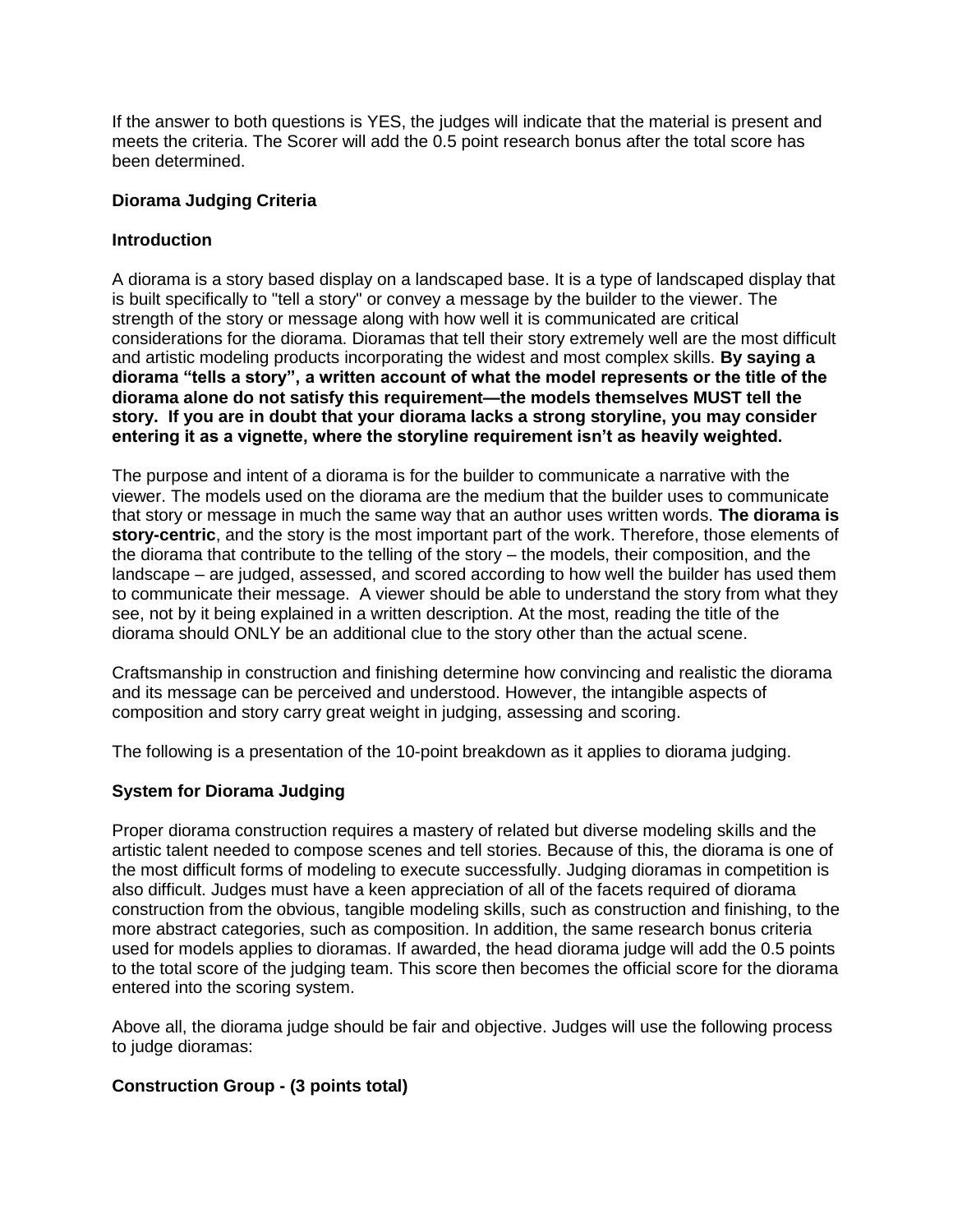If the answer to both questions is YES, the judges will indicate that the material is present and meets the criteria. The Scorer will add the 0.5 point research bonus after the total score has been determined.

**Diorama Judging Criteria**

**Introduction**

A diorama is a story based display on a landscaped base. It is a type of landscaped display that is built specifically to "tell a story" or convey a message by the builder to the viewer. The strength of the story or message along with how well it is communicated are critical considerations for the diorama. Dioramas that tell their story extremely well are the most difficult and artistic modeling products incorporating the widest and most complex skills. **By saying a diorama "tells a story", a written account of what the model represents or the title of the diorama alone do not satisfy this requirement—the models themselves MUST tell the story. If you are in doubt that your diorama lacks a strong storyline, you may consider entering it as a vignette, where the storyline requirement isn't as heavily weighted.**

The purpose and intent of a diorama is for the builder to communicate a narrative with the viewer. The models used on the diorama are the medium that the builder uses to communicate that story or message in much the same way that an author uses written words. **The diorama is story-centric**, and the story is the most important part of the work. Therefore, those elements of the diorama that contribute to the telling of the story – the models, their composition, and the landscape – are judged, assessed, and scored according to how well the builder has used them to communicate their message. A viewer should be able to understand the story from what they see, not by it being explained in a written description. At the most, reading the title of the diorama should ONLY be an additional clue to the story other than the actual scene.

Craftsmanship in construction and finishing determine how convincing and realistic the diorama and its message can be perceived and understood. However, the intangible aspects of composition and story carry great weight in judging, assessing and scoring.

The following is a presentation of the 10-point breakdown as it applies to diorama judging.

**System for Diorama Judging**

Proper diorama construction requires a mastery of related but diverse modeling skills and the artistic talent needed to compose scenes and tell stories. Because of this, the diorama is one of the most difficult forms of modeling to execute successfully. Judging dioramas in competition is also difficult. Judges must have a keen appreciation of all of the facets required of diorama construction from the obvious, tangible modeling skills, such as construction and finishing, to the more abstract categories, such as composition. In addition, the same research bonus criteria used for models applies to dioramas. If awarded, the head diorama judge will add the 0.5 points to the total score of the judging team. This score then becomes the official score for the diorama entered into the scoring system.

Above all, the diorama judge should be fair and objective. Judges will use the following process to judge dioramas:

**Construction Group - (3 points total)**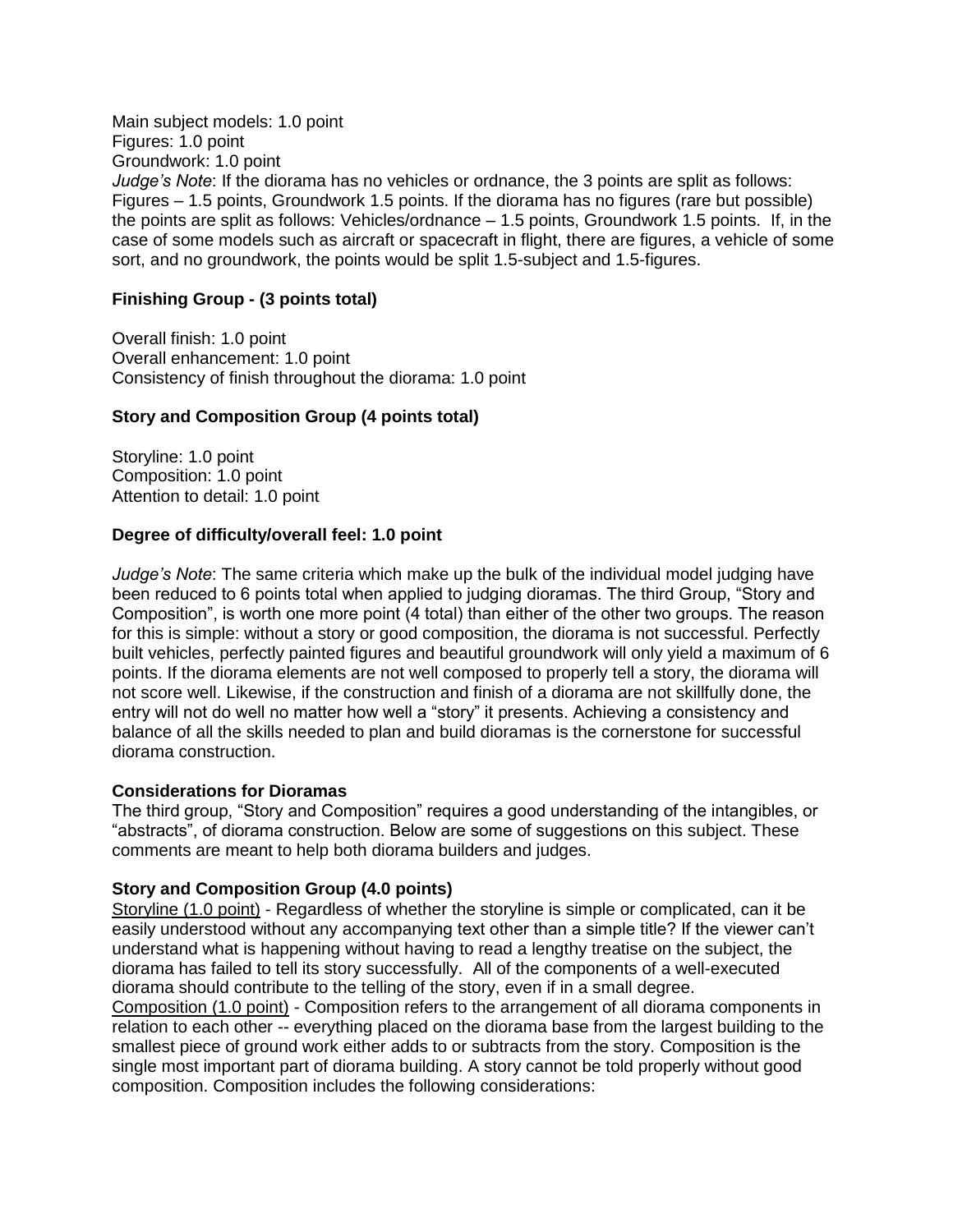Main subject models: 1.0 point
Figures: 1.0 point
Groundwork: 1.0 point
*Judge's Note*: If the diorama has no vehicles or ordnance, the 3 points are split as follows: Figures – 1.5 points, Groundwork 1.5 points. If the diorama has no figures (rare but possible) the points are split as follows: Vehicles/ordnance – 1.5 points, Groundwork 1.5 points. If, in the case of some models such as aircraft or spacecraft in flight, there are figures, a vehicle of some sort, and no groundwork, the points would be split 1.5-subject and 1.5-figures.

**Finishing Group - (3 points total)**

Overall finish: 1.0 point
Overall enhancement: 1.0 point
Consistency of finish throughout the diorama: 1.0 point

**Story and Composition Group (4 points total)**

Storyline: 1.0 point
Composition: 1.0 point
Attention to detail: 1.0 point

**Degree of difficulty/overall feel: 1.0 point**

*Judge's Note*: The same criteria which make up the bulk of the individual model judging have been reduced to 6 points total when applied to judging dioramas. The third Group, "Story and Composition", is worth one more point (4 total) than either of the other two groups. The reason for this is simple: without a story or good composition, the diorama is not successful. Perfectly built vehicles, perfectly painted figures and beautiful groundwork will only yield a maximum of 6 points. If the diorama elements are not well composed to properly tell a story, the diorama will not score well. Likewise, if the construction and finish of a diorama are not skillfully done, the entry will not do well no matter how well a "story" it presents. Achieving a consistency and balance of all the skills needed to plan and build dioramas is the cornerstone for successful diorama construction.

**Considerations for Dioramas**
The third group, "Story and Composition" requires a good understanding of the intangibles, or "abstracts", of diorama construction. Below are some of suggestions on this subject. These comments are meant to help both diorama builders and judges.

**Story and Composition Group (4.0 points)**
<u>Storyline (1.0 point)</u> - Regardless of whether the storyline is simple or complicated, can it be easily understood without any accompanying text other than a simple title? If the viewer can't understand what is happening without having to read a lengthy treatise on the subject, the diorama has failed to tell its story successfully. All of the components of a well-executed diorama should contribute to the telling of the story, even if in a small degree.
<u>Composition (1.0 point)</u> - Composition refers to the arrangement of all diorama components in relation to each other -- everything placed on the diorama base from the largest building to the smallest piece of ground work either adds to or subtracts from the story. Composition is the single most important part of diorama building. A story cannot be told properly without good composition. Composition includes the following considerations: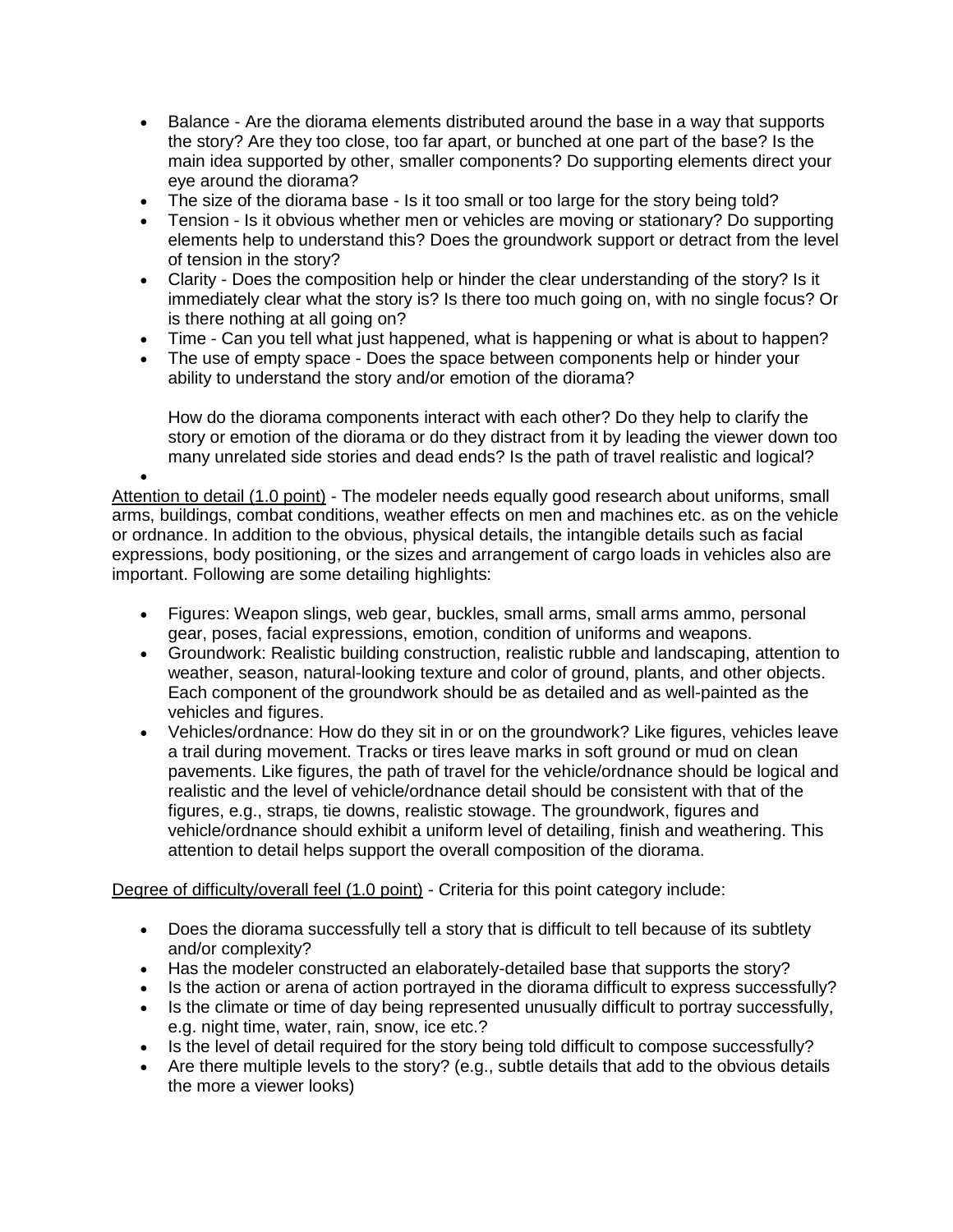- Balance - Are the diorama elements distributed around the base in a way that supports the story? Are they too close, too far apart, or bunched at one part of the base? Is the main idea supported by other, smaller components? Do supporting elements direct your eye around the diorama?
- The size of the diorama base - Is it too small or too large for the story being told?
- Tension - Is it obvious whether men or vehicles are moving or stationary? Do supporting elements help to understand this? Does the groundwork support or detract from the level of tension in the story?
- Clarity - Does the composition help or hinder the clear understanding of the story? Is it immediately clear what the story is? Is there too much going on, with no single focus? Or is there nothing at all going on?
- Time - Can you tell what just happened, what is happening or what is about to happen?
- The use of empty space - Does the space between components help or hinder your ability to understand the story and/or emotion of the diorama?

  How do the diorama components interact with each other? Do they help to clarify the story or emotion of the diorama or do they distract from it by leading the viewer down too many unrelated side stories and dead ends? Is the path of travel realistic and logical?

<u>Attention to detail (1.0 point)</u> - The modeler needs equally good research about uniforms, small arms, buildings, combat conditions, weather effects on men and machines etc. as on the vehicle or ordnance. In addition to the obvious, physical details, the intangible details such as facial expressions, body positioning, or the sizes and arrangement of cargo loads in vehicles also are important. Following are some detailing highlights:

- Figures: Weapon slings, web gear, buckles, small arms, small arms ammo, personal gear, poses, facial expressions, emotion, condition of uniforms and weapons.
- Groundwork: Realistic building construction, realistic rubble and landscaping, attention to weather, season, natural-looking texture and color of ground, plants, and other objects. Each component of the groundwork should be as detailed and as well-painted as the vehicles and figures.
- Vehicles/ordnance: How do they sit in or on the groundwork? Like figures, vehicles leave a trail during movement. Tracks or tires leave marks in soft ground or mud on clean pavements. Like figures, the path of travel for the vehicle/ordnance should be logical and realistic and the level of vehicle/ordnance detail should be consistent with that of the figures, e.g., straps, tie downs, realistic stowage. The groundwork, figures and vehicle/ordnance should exhibit a uniform level of detailing, finish and weathering. This attention to detail helps support the overall composition of the diorama.

<u>Degree of difficulty/overall feel (1.0 point)</u> - Criteria for this point category include:

- Does the diorama successfully tell a story that is difficult to tell because of its subtlety and/or complexity?
- Has the modeler constructed an elaborately-detailed base that supports the story?
- Is the action or arena of action portrayed in the diorama difficult to express successfully?
- Is the climate or time of day being represented unusually difficult to portray successfully, e.g. night time, water, rain, snow, ice etc.?
- Is the level of detail required for the story being told difficult to compose successfully?
- Are there multiple levels to the story? (e.g., subtle details that add to the obvious details the more a viewer looks)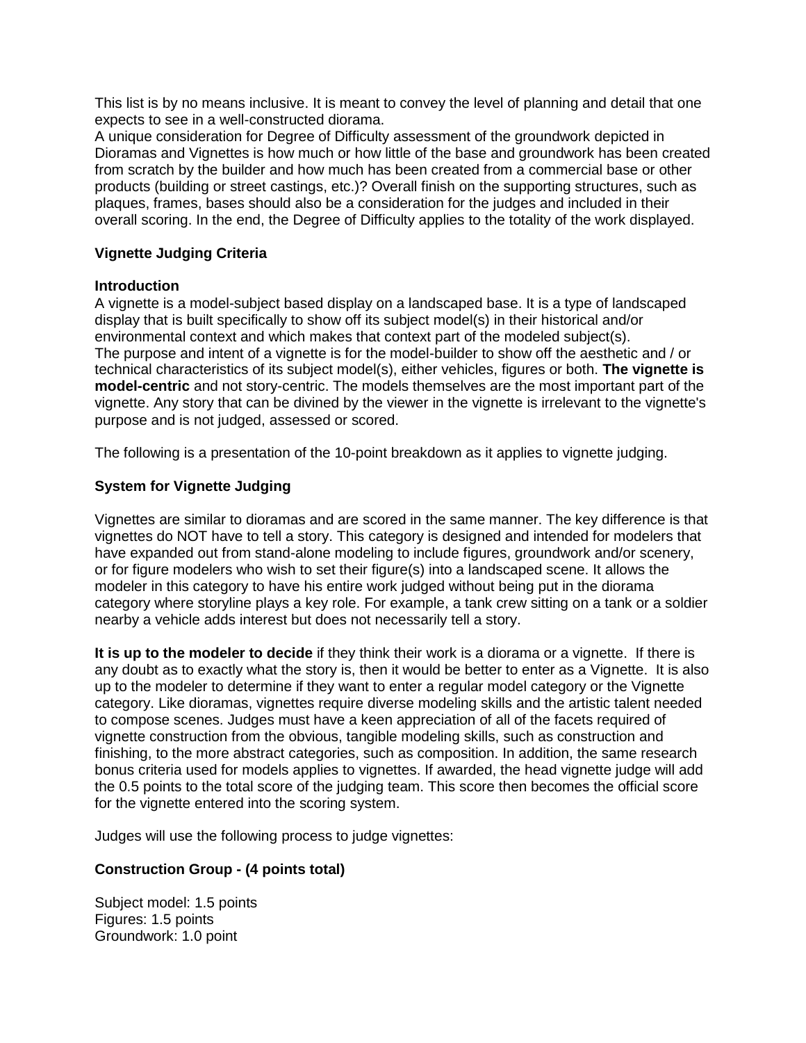This list is by no means inclusive. It is meant to convey the level of planning and detail that one expects to see in a well-constructed diorama.
A unique consideration for Degree of Difficulty assessment of the groundwork depicted in Dioramas and Vignettes is how much or how little of the base and groundwork has been created from scratch by the builder and how much has been created from a commercial base or other products (building or street castings, etc.)? Overall finish on the supporting structures, such as plaques, frames, bases should also be a consideration for the judges and included in their overall scoring. In the end, the Degree of Difficulty applies to the totality of the work displayed.

**Vignette Judging Criteria**

**Introduction**
A vignette is a model-subject based display on a landscaped base. It is a type of landscaped display that is built specifically to show off its subject model(s) in their historical and/or environmental context and which makes that context part of the modeled subject(s).
The purpose and intent of a vignette is for the model-builder to show off the aesthetic and / or technical characteristics of its subject model(s), either vehicles, figures or both. **The vignette is model-centric** and not story-centric. The models themselves are the most important part of the vignette. Any story that can be divined by the viewer in the vignette is irrelevant to the vignette's purpose and is not judged, assessed or scored.

The following is a presentation of the 10-point breakdown as it applies to vignette judging.

**System for Vignette Judging**

Vignettes are similar to dioramas and are scored in the same manner. The key difference is that vignettes do NOT have to tell a story. This category is designed and intended for modelers that have expanded out from stand-alone modeling to include figures, groundwork and/or scenery, or for figure modelers who wish to set their figure(s) into a landscaped scene. It allows the modeler in this category to have his entire work judged without being put in the diorama category where storyline plays a key role. For example, a tank crew sitting on a tank or a soldier nearby a vehicle adds interest but does not necessarily tell a story.

**It is up to the modeler to decide** if they think their work is a diorama or a vignette. If there is any doubt as to exactly what the story is, then it would be better to enter as a Vignette. It is also up to the modeler to determine if they want to enter a regular model category or the Vignette category. Like dioramas, vignettes require diverse modeling skills and the artistic talent needed to compose scenes. Judges must have a keen appreciation of all of the facets required of vignette construction from the obvious, tangible modeling skills, such as construction and finishing, to the more abstract categories, such as composition. In addition, the same research bonus criteria used for models applies to vignettes. If awarded, the head vignette judge will add the 0.5 points to the total score of the judging team. This score then becomes the official score for the vignette entered into the scoring system.

Judges will use the following process to judge vignettes:

**Construction Group - (4 points total)**

Subject model: 1.5 points
Figures: 1.5 points
Groundwork: 1.0 point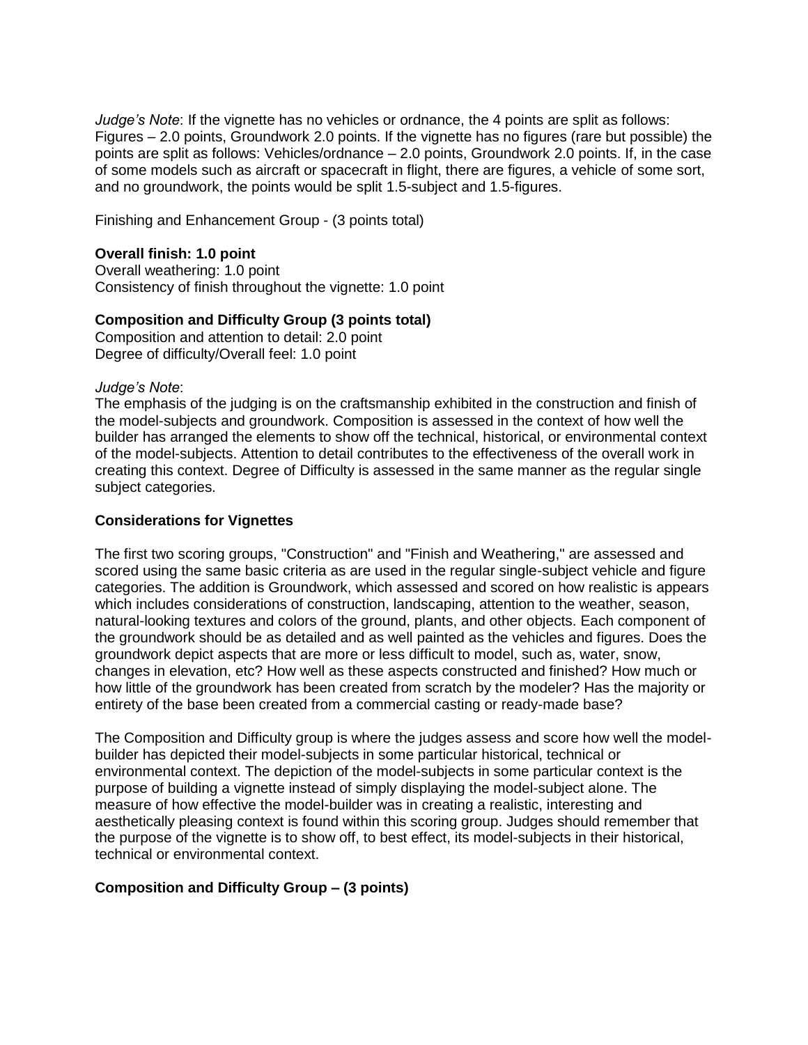*Judge's Note*: If the vignette has no vehicles or ordnance, the 4 points are split as follows: Figures – 2.0 points, Groundwork 2.0 points. If the vignette has no figures (rare but possible) the points are split as follows: Vehicles/ordnance – 2.0 points, Groundwork 2.0 points. If, in the case of some models such as aircraft or spacecraft in flight, there are figures, a vehicle of some sort, and no groundwork, the points would be split 1.5-subject and 1.5-figures.

Finishing and Enhancement Group - (3 points total)

**Overall finish: 1.0 point**
Overall weathering: 1.0 point
Consistency of finish throughout the vignette: 1.0 point

**Composition and Difficulty Group (3 points total)**
Composition and attention to detail: 2.0 point
Degree of difficulty/Overall feel: 1.0 point

*Judge's Note*:
The emphasis of the judging is on the craftsmanship exhibited in the construction and finish of the model-subjects and groundwork. Composition is assessed in the context of how well the builder has arranged the elements to show off the technical, historical, or environmental context of the model-subjects. Attention to detail contributes to the effectiveness of the overall work in creating this context. Degree of Difficulty is assessed in the same manner as the regular single subject categories.

**Considerations for Vignettes**

The first two scoring groups, "Construction" and "Finish and Weathering," are assessed and scored using the same basic criteria as are used in the regular single-subject vehicle and figure categories. The addition is Groundwork, which assessed and scored on how realistic is appears which includes considerations of construction, landscaping, attention to the weather, season, natural-looking textures and colors of the ground, plants, and other objects. Each component of the groundwork should be as detailed and as well painted as the vehicles and figures. Does the groundwork depict aspects that are more or less difficult to model, such as, water, snow, changes in elevation, etc? How well as these aspects constructed and finished? How much or how little of the groundwork has been created from scratch by the modeler? Has the majority or entirety of the base been created from a commercial casting or ready-made base?

The Composition and Difficulty group is where the judges assess and score how well the model-builder has depicted their model-subjects in some particular historical, technical or environmental context. The depiction of the model-subjects in some particular context is the purpose of building a vignette instead of simply displaying the model-subject alone. The measure of how effective the model-builder was in creating a realistic, interesting and aesthetically pleasing context is found within this scoring group. Judges should remember that the purpose of the vignette is to show off, to best effect, its model-subjects in their historical, technical or environmental context.

**Composition and Difficulty Group – (3 points)**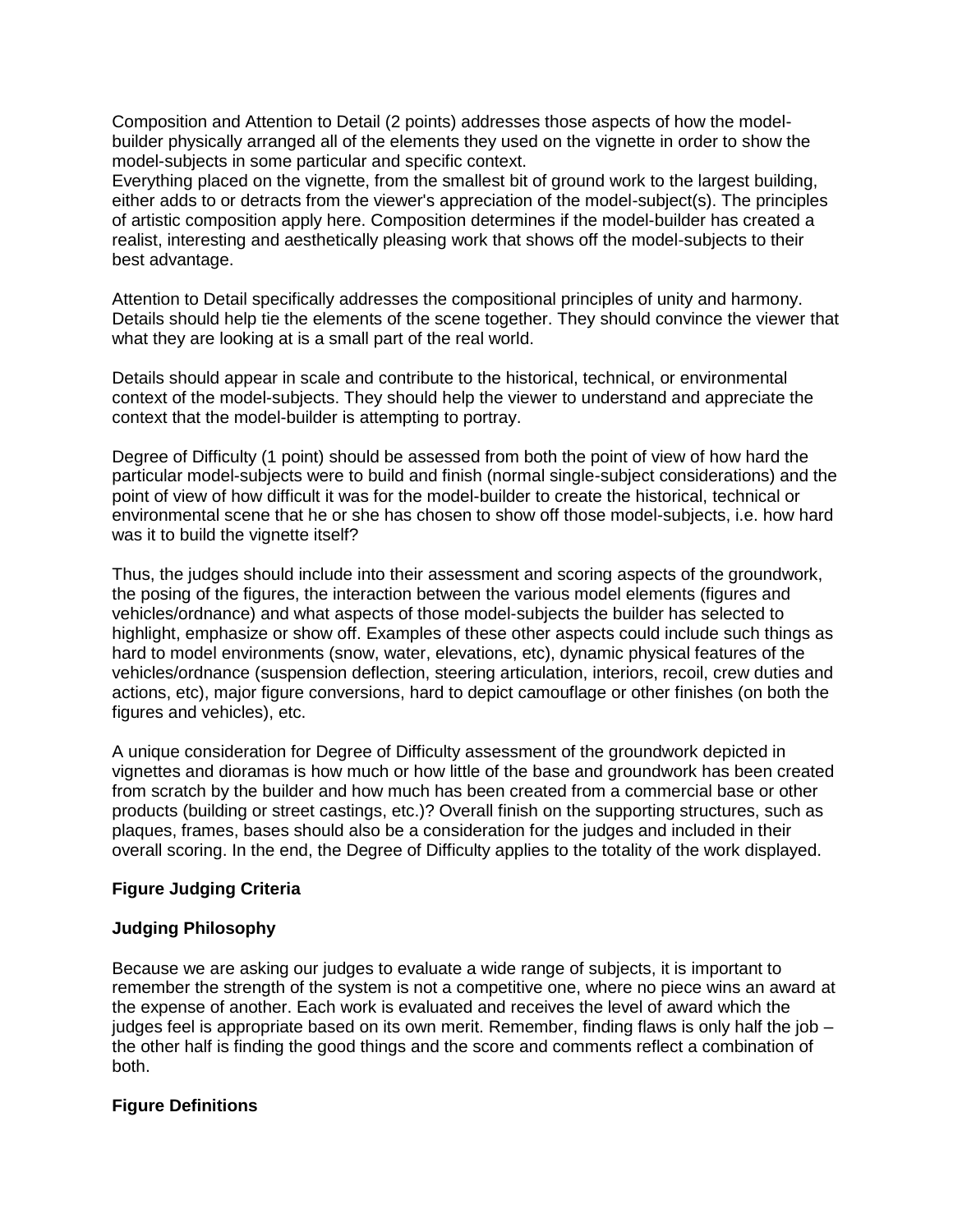Composition and Attention to Detail (2 points) addresses those aspects of how the model-builder physically arranged all of the elements they used on the vignette in order to show the model-subjects in some particular and specific context.
Everything placed on the vignette, from the smallest bit of ground work to the largest building, either adds to or detracts from the viewer's appreciation of the model-subject(s). The principles of artistic composition apply here. Composition determines if the model-builder has created a realist, interesting and aesthetically pleasing work that shows off the model-subjects to their best advantage.

Attention to Detail specifically addresses the compositional principles of unity and harmony. Details should help tie the elements of the scene together. They should convince the viewer that what they are looking at is a small part of the real world.

Details should appear in scale and contribute to the historical, technical, or environmental context of the model-subjects. They should help the viewer to understand and appreciate the context that the model-builder is attempting to portray.

Degree of Difficulty (1 point) should be assessed from both the point of view of how hard the particular model-subjects were to build and finish (normal single-subject considerations) and the point of view of how difficult it was for the model-builder to create the historical, technical or environmental scene that he or she has chosen to show off those model-subjects, i.e. how hard was it to build the vignette itself?

Thus, the judges should include into their assessment and scoring aspects of the groundwork, the posing of the figures, the interaction between the various model elements (figures and vehicles/ordnance) and what aspects of those model-subjects the builder has selected to highlight, emphasize or show off. Examples of these other aspects could include such things as hard to model environments (snow, water, elevations, etc), dynamic physical features of the vehicles/ordnance (suspension deflection, steering articulation, interiors, recoil, crew duties and actions, etc), major figure conversions, hard to depict camouflage or other finishes (on both the figures and vehicles), etc.

A unique consideration for Degree of Difficulty assessment of the groundwork depicted in vignettes and dioramas is how much or how little of the base and groundwork has been created from scratch by the builder and how much has been created from a commercial base or other products (building or street castings, etc.)? Overall finish on the supporting structures, such as plaques, frames, bases should also be a consideration for the judges and included in their overall scoring. In the end, the Degree of Difficulty applies to the totality of the work displayed.

**Figure Judging Criteria**

**Judging Philosophy**

Because we are asking our judges to evaluate a wide range of subjects, it is important to remember the strength of the system is not a competitive one, where no piece wins an award at the expense of another. Each work is evaluated and receives the level of award which the judges feel is appropriate based on its own merit. Remember, finding flaws is only half the job – the other half is finding the good things and the score and comments reflect a combination of both.

**Figure Definitions**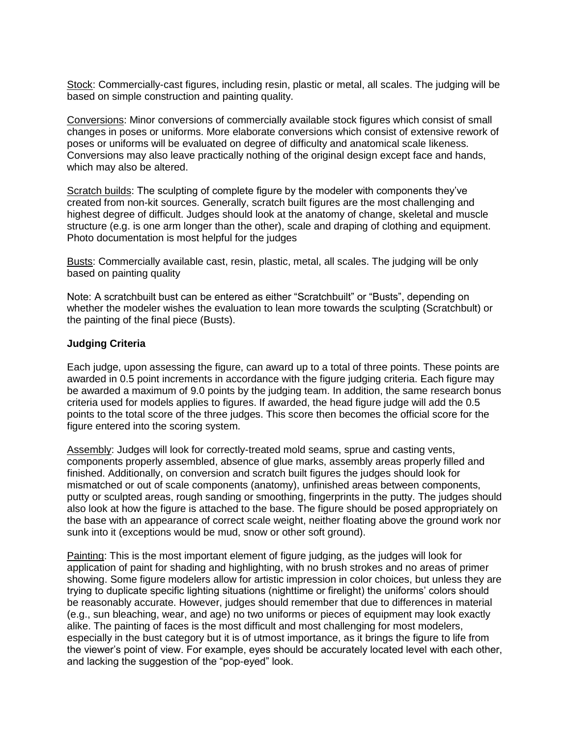Stock: Commercially-cast figures, including resin, plastic or metal, all scales. The judging will be based on simple construction and painting quality.

Conversions: Minor conversions of commercially available stock figures which consist of small changes in poses or uniforms. More elaborate conversions which consist of extensive rework of poses or uniforms will be evaluated on degree of difficulty and anatomical scale likeness. Conversions may also leave practically nothing of the original design except face and hands, which may also be altered.

Scratch builds: The sculpting of complete figure by the modeler with components they've created from non-kit sources. Generally, scratch built figures are the most challenging and highest degree of difficult. Judges should look at the anatomy of change, skeletal and muscle structure (e.g. is one arm longer than the other), scale and draping of clothing and equipment. Photo documentation is most helpful for the judges

Busts: Commercially available cast, resin, plastic, metal, all scales. The judging will be only based on painting quality

Note: A scratchbuilt bust can be entered as either "Scratchbuilt" or "Busts", depending on whether the modeler wishes the evaluation to lean more towards the sculpting (Scratchbult) or the painting of the final piece (Busts).

**Judging Criteria**

Each judge, upon assessing the figure, can award up to a total of three points. These points are awarded in 0.5 point increments in accordance with the figure judging criteria. Each figure may be awarded a maximum of 9.0 points by the judging team. In addition, the same research bonus criteria used for models applies to figures. If awarded, the head figure judge will add the 0.5 points to the total score of the three judges. This score then becomes the official score for the figure entered into the scoring system.

Assembly: Judges will look for correctly-treated mold seams, sprue and casting vents, components properly assembled, absence of glue marks, assembly areas properly filled and finished. Additionally, on conversion and scratch built figures the judges should look for mismatched or out of scale components (anatomy), unfinished areas between components, putty or sculpted areas, rough sanding or smoothing, fingerprints in the putty. The judges should also look at how the figure is attached to the base. The figure should be posed appropriately on the base with an appearance of correct scale weight, neither floating above the ground work nor sunk into it (exceptions would be mud, snow or other soft ground).

Painting: This is the most important element of figure judging, as the judges will look for application of paint for shading and highlighting, with no brush strokes and no areas of primer showing. Some figure modelers allow for artistic impression in color choices, but unless they are trying to duplicate specific lighting situations (nighttime or firelight) the uniforms' colors should be reasonably accurate. However, judges should remember that due to differences in material (e.g., sun bleaching, wear, and age) no two uniforms or pieces of equipment may look exactly alike. The painting of faces is the most difficult and most challenging for most modelers, especially in the bust category but it is of utmost importance, as it brings the figure to life from the viewer's point of view. For example, eyes should be accurately located level with each other, and lacking the suggestion of the "pop-eyed" look.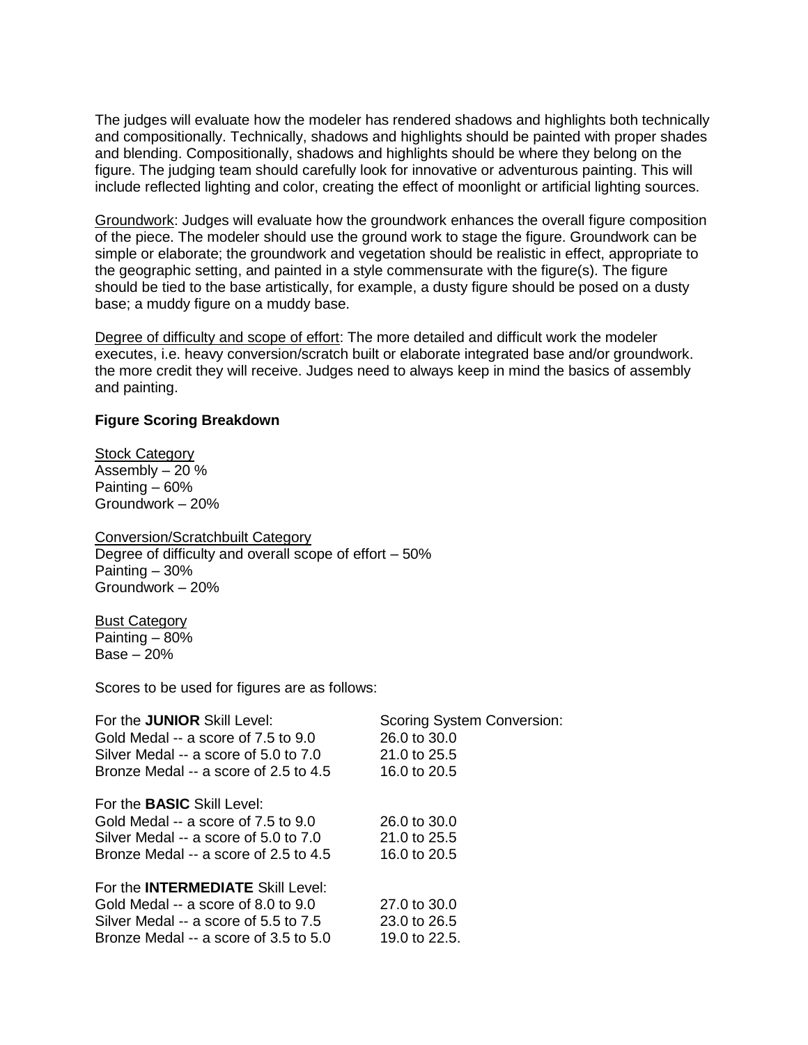The judges will evaluate how the modeler has rendered shadows and highlights both technically and compositionally. Technically, shadows and highlights should be painted with proper shades and blending. Compositionally, shadows and highlights should be where they belong on the figure. The judging team should carefully look for innovative or adventurous painting. This will include reflected lighting and color, creating the effect of moonlight or artificial lighting sources.

Groundwork: Judges will evaluate how the groundwork enhances the overall figure composition of the piece. The modeler should use the ground work to stage the figure. Groundwork can be simple or elaborate; the groundwork and vegetation should be realistic in effect, appropriate to the geographic setting, and painted in a style commensurate with the figure(s). The figure should be tied to the base artistically, for example, a dusty figure should be posed on a dusty base; a muddy figure on a muddy base.

Degree of difficulty and scope of effort: The more detailed and difficult work the modeler executes, i.e. heavy conversion/scratch built or elaborate integrated base and/or groundwork. the more credit they will receive. Judges need to always keep in mind the basics of assembly and painting.

**Figure Scoring Breakdown**

Stock Category
Assembly – 20 %
Painting – 60%
Groundwork – 20%

Conversion/Scratchbuilt Category
Degree of difficulty and overall scope of effort – 50%
Painting – 30%
Groundwork – 20%

Bust Category
Painting – 80%
Base – 20%

Scores to be used for figures are as follows:

| For the **JUNIOR** Skill Level: | Scoring System Conversion: |
|---|---|
| Gold Medal -- a score of 7.5 to 9.0 | 26.0 to 30.0 |
| Silver Medal -- a score of 5.0 to 7.0 | 21.0 to 25.5 |
| Bronze Medal -- a score of 2.5 to 4.5 | 16.0 to 20.5 |
| For the **BASIC** Skill Level: | |
| Gold Medal -- a score of 7.5 to 9.0 | 26.0 to 30.0 |
| Silver Medal -- a score of 5.0 to 7.0 | 21.0 to 25.5 |
| Bronze Medal -- a score of 2.5 to 4.5 | 16.0 to 20.5 |
| For the **INTERMEDIATE** Skill Level: | |
| Gold Medal -- a score of 8.0 to 9.0 | 27.0 to 30.0 |
| Silver Medal -- a score of 5.5 to 7.5 | 23.0 to 26.5 |
| Bronze Medal -- a score of 3.5 to 5.0 | 19.0 to 22.5. |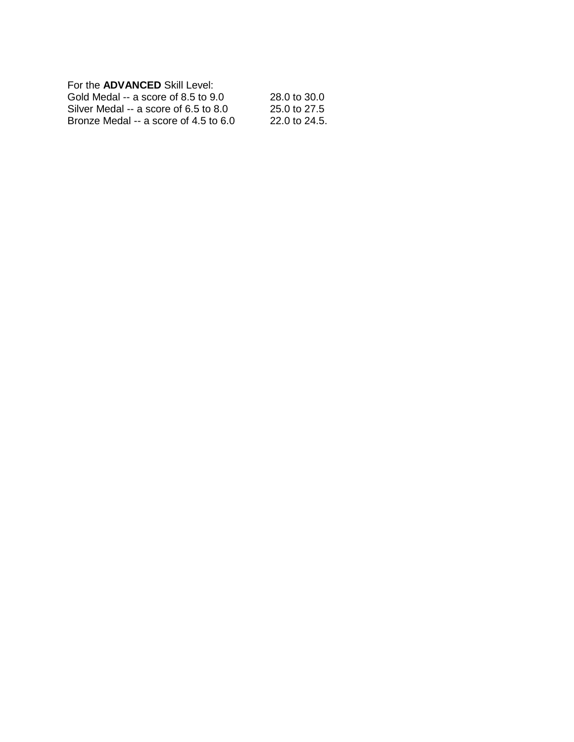For the **ADVANCED** Skill Level:

| | |
|---|---|
| Gold Medal -- a score of 8.5 to 9.0 | 28.0 to 30.0 |
| Silver Medal -- a score of 6.5 to 8.0 | 25.0 to 27.5 |
| Bronze Medal -- a score of 4.5 to 6.0 | 22.0 to 24.5. |